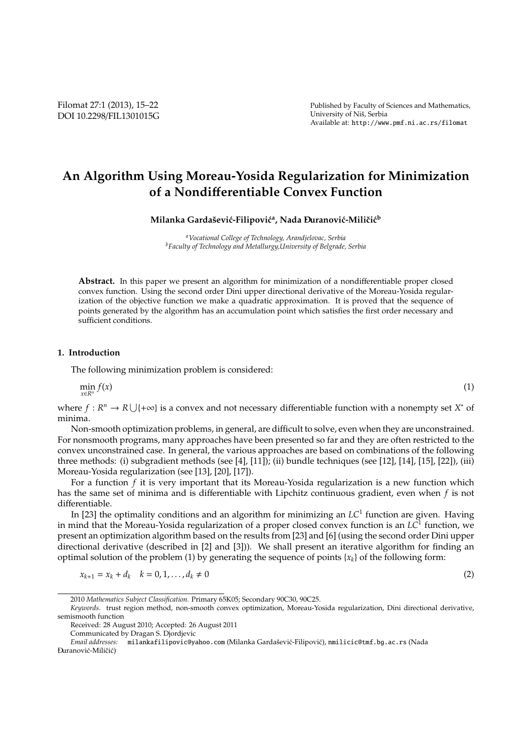# An Algorithm Using Moreau-Yosida Regularization for Minimization of a Nondifferentiable Convex Function

**Milanka Gardašević-Filipović[a], Nada Đuranović-Miličić[b]**

[a] *Vocational College of Technology, Arandjelovac, Serbia*
[b] *Faculty of Technology and Metallurgy,University of Belgrade, Serbia*

**Abstract.** In this paper we present an algorithm for minimization of a nondifferentiable proper closed convex function. Using the second order Dini upper directional derivative of the Moreau-Yosida regularization of the objective function we make a quadratic approximation. It is proved that the sequence of points generated by the algorithm has an accumulation point which satisfies the first order necessary and sufficient conditions.

## 1. Introduction

The following minimization problem is considered:

$$\min_{x \in R^n} f(x) \tag{1}$$

where $f : R^n \to R \bigcup \{+\infty\}$ is a convex and not necessary differentiable function with a nonempty set $X^*$ of minima.

Non-smooth optimization problems, in general, are difficult to solve, even when they are unconstrained. For nonsmooth programs, many approaches have been presented so far and they are often restricted to the convex unconstrained case. In general, the various approaches are based on combinations of the following three methods: (i) subgradient methods (see [4], [11]); (ii) bundle techniques (see [12], [14], [15], [22]), (iii) Moreau-Yosida regularization (see [13], [20], [17]).

For a function $f$ it is very important that its Moreau-Yosida regularization is a new function which has the same set of minima and is differentiable with Lipchitz continuous gradient, even when $f$ is not differentiable.

In [23] the optimality conditions and an algorithm for minimizing an $LC^1$ function are given. Having in mind that the Moreau-Yosida regularization of a proper closed convex function is an $LC^1$ function, we present an optimization algorithm based on the results from [23] and [6] (using the second order Dini upper directional derivative (described in [2] and [3])). We shall present an iterative algorithm for finding an optimal solution of the problem (1) by generating the sequence of points $\{x_k\}$ of the following form:

$$x_{k+1} = x_k + d_k \quad k = 0, 1, \ldots, d_k \neq 0 \tag{2}$$

2010 *Mathematics Subject Classification*. Primary 65K05; Secondary 90C30, 90C25.

*Keywords*. trust region method, non-smooth convex optimization, Moreau-Yosida regularization, Dini directional derivative, semismooth function

Received: 28 August 2010; Accepted: 26 August 2011

Communicated by Dragan S. Djordjevic

*Email addresses:* milankafilipovic@yahoo.com (Milanka Gardašević-Filipović), nmilicic@tmf.bg.ac.rs (Nada Đuranović-Miličić)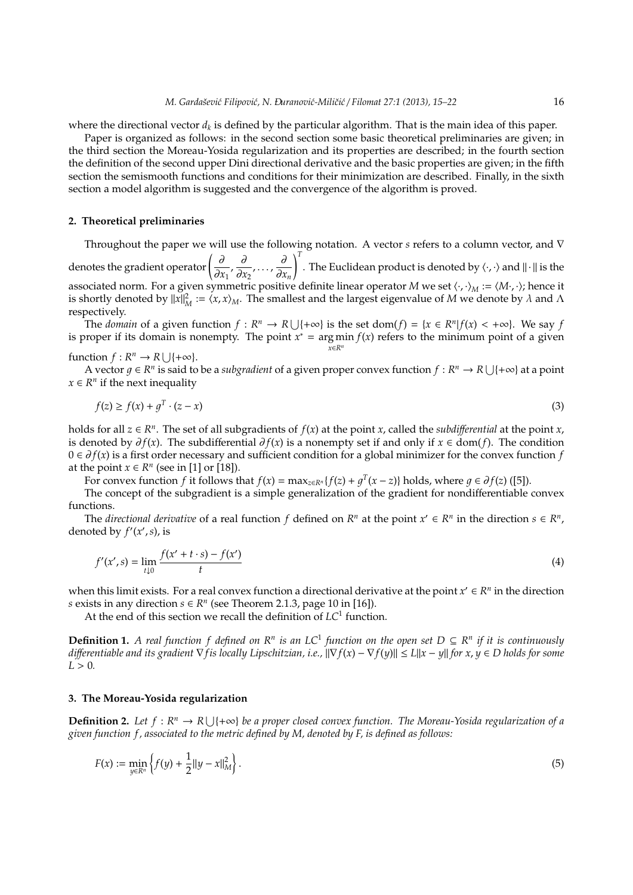where the directional vector $d_k$ is defined by the particular algorithm. That is the main idea of this paper.

Paper is organized as follows: in the second section some basic theoretical preliminaries are given; in the third section the Moreau-Yosida regularization and its properties are described; in the fourth section the definition of the second upper Dini directional derivative and the basic properties are given; in the fifth section the semismooth functions and conditions for their minimization are described. Finally, in the sixth section a model algorithm is suggested and the convergence of the algorithm is proved.

## 2. Theoretical preliminaries

Throughout the paper we will use the following notation. A vector $s$ refers to a column vector, and $\nabla$ denotes the gradient operator $\left(\frac{\partial}{\partial x_1}, \frac{\partial}{\partial x_2}, \ldots, \frac{\partial}{\partial x_n}\right)^T$. The Euclidean product is denoted by $\langle \cdot, \cdot \rangle$ and $\|\cdot\|$ is the associated norm. For a given symmetric positive definite linear operator $M$ we set $\langle \cdot, \cdot \rangle_M := \langle M \cdot, \cdot \rangle$; hence it is shortly denoted by $\|x\|_M^2 := \langle x, x \rangle_M$. The smallest and the largest eigenvalue of $M$ we denote by $\lambda$ and $\Lambda$ respectively.

The *domain* of a given function $f : R^n \to R \bigcup \{+\infty\}$ is the set $\text{dom}(f) = \{x \in R^n | f(x) < +\infty\}$. We say $f$ is proper if its domain is nonempty. The point $x^* = \arg\min_{x \in R^n} f(x)$ refers to the minimum point of a given function $f : R^n \to R \bigcup \{+\infty\}$.

A vector $g \in R^n$ is said to be a *subgradient* of a given proper convex function $f : R^n \to R \bigcup \{+\infty\}$ at a point $x \in R^n$ if the next inequality

$$f(z) \geq f(x) + g^T \cdot (z - x) \tag{3}$$

holds for all $z \in R^n$. The set of all subgradients of $f(x)$ at the point $x$, called the *subdifferential* at the point $x$, is denoted by $\partial f(x)$. The subdifferential $\partial f(x)$ is a nonempty set if and only if $x \in \text{dom}(f)$. The condition $0 \in \partial f(x)$ is a first order necessary and sufficient condition for a global minimizer for the convex function $f$ at the point $x \in R^n$ (see in [1] or [18]).

For convex function $f$ it follows that $f(x) = \max_{z \in R^n} \{f(z) + g^T(x - z)\}$ holds, where $g \in \partial f(z)$ ([5]).

The concept of the subgradient is a simple generalization of the gradient for nondifferentiable convex functions.

The *directional derivative* of a real function $f$ defined on $R^n$ at the point $x' \in R^n$ in the direction $s \in R^n$, denoted by $f'(x', s)$, is

$$f'(x', s) = \lim_{t \downarrow 0} \frac{f(x' + t \cdot s) - f(x')}{t} \tag{4}$$

when this limit exists. For a real convex function a directional derivative at the point $x' \in R^n$ in the direction $s$ exists in any direction $s \in R^n$ (see Theorem 2.1.3, page 10 in [16]).

At the end of this section we recall the definition of $LC^1$ function.

**Definition 1.** *A real function $f$ defined on $R^n$ is an $LC^1$ function on the open set $D \subseteq R^n$ if it is continuously differentiable and its gradient $\nabla f$ is locally Lipschitzian, i.e., $\|\nabla f(x) - \nabla f(y)\| \leq L\|x - y\|$ for $x, y \in D$ holds for some $L > 0$.*

## 3. The Moreau-Yosida regularization

**Definition 2.** *Let $f : R^n \to R \bigcup \{+\infty\}$ be a proper closed convex function. The Moreau-Yosida regularization of a given function $f$, associated to the metric defined by $M$, denoted by $F$, is defined as follows:*

$$F(x) := \min_{y \in R^n} \left\{ f(y) + \frac{1}{2}\|y - x\|_M^2 \right\}. \tag{5}$$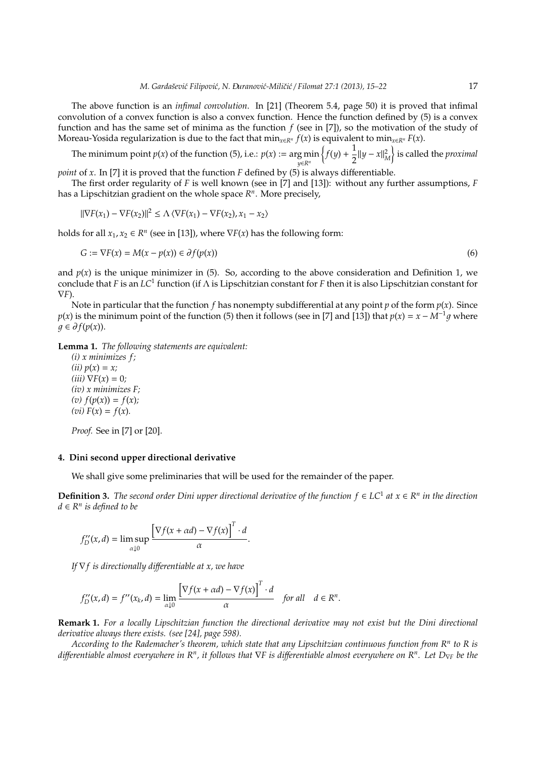The above function is an *infimal convolution*. In [21] (Theorem 5.4, page 50) it is proved that infimal convolution of a convex function is also a convex function. Hence the function defined by (5) is a convex function and has the same set of minima as the function $f$ (see in [7]), so the motivation of the study of Moreau-Yosida regularization is due to the fact that $\min_{x \in R^n} f(x)$ is equivalent to $\min_{x \in R^n} F(x)$.

The minimum point $p(x)$ of the function (5), i.e.: $p(x) := \arg\min_{y \in R^n} \left\{ f(y) + \frac{1}{2}\|y - x\|_M^2 \right\}$ is called the *proximal point* of $x$. In [7] it is proved that the function $F$ defined by (5) is always differentiable.

The first order regularity of $F$ is well known (see in [7] and [13]): without any further assumptions, $F$ has a Lipschitzian gradient on the whole space $R^n$. More precisely,

$$\|\nabla F(x_1) - \nabla F(x_2)\|^2 \leq \Lambda \langle \nabla F(x_1) - \nabla F(x_2), x_1 - x_2 \rangle$$

holds for all $x_1, x_2 \in R^n$ (see in [13]), where $\nabla F(x)$ has the following form:

$$G := \nabla F(x) = M(x - p(x)) \in \partial f(p(x)) \tag{6}$$

and $p(x)$ is the unique minimizer in (5). So, according to the above consideration and Definition 1, we conclude that $F$ is an $LC^1$ function (if $\Lambda$ is Lipschitzian constant for $F$ then it is also Lipschitzian constant for $\nabla F$).

Note in particular that the function $f$ has nonempty subdifferential at any point $p$ of the form $p(x)$. Since $p(x)$ is the minimum point of the function (5) then it follows (see in [7] and [13]) that $p(x) = x - M^{-1}g$ where $g \in \partial f(p(x))$.

**Lemma 1.** *The following statements are equivalent:*

*(i) $x$ minimizes $f$;*
*(ii) $p(x) = x$;*
*(iii) $\nabla F(x) = 0$;*
*(iv) $x$ minimizes $F$;*
*(v) $f(p(x)) = f(x)$;*
*(vi) $F(x) = f(x)$.*

*Proof.* See in [7] or [20].

## 4. Dini second upper directional derivative

We shall give some preliminaries that will be used for the remainder of the paper.

**Definition 3.** *The second order Dini upper directional derivative of the function $f \in LC^1$ at $x \in R^n$ in the direction $d \in R^n$ is defined to be*

$$f''_D(x, d) = \limsup_{\alpha \downarrow 0} \frac{\left[\nabla f(x + \alpha d) - \nabla f(x)\right]^T \cdot d}{\alpha}.$$

*If $\nabla f$ is directionally differentiable at $x$, we have*

$$f''_D(x, d) = f''(x_k, d) = \lim_{\alpha \downarrow 0} \frac{\left[\nabla f(x + \alpha d) - \nabla f(x)\right]^T \cdot d}{\alpha} \quad \text{for all} \quad d \in R^n.$$

**Remark 1.** *For a locally Lipschitzian function the directional derivative may not exist but the Dini directional derivative always there exists. (see [24], page 598).*

*According to the Rademacher's theorem, which state that any Lipschitzian continuous function from $R^n$ to $R$ is differentiable almost everywhere in $R^n$, it follows that $\nabla F$ is differentiable almost everywhere on $R^n$. Let $D_{\nabla F}$ be the*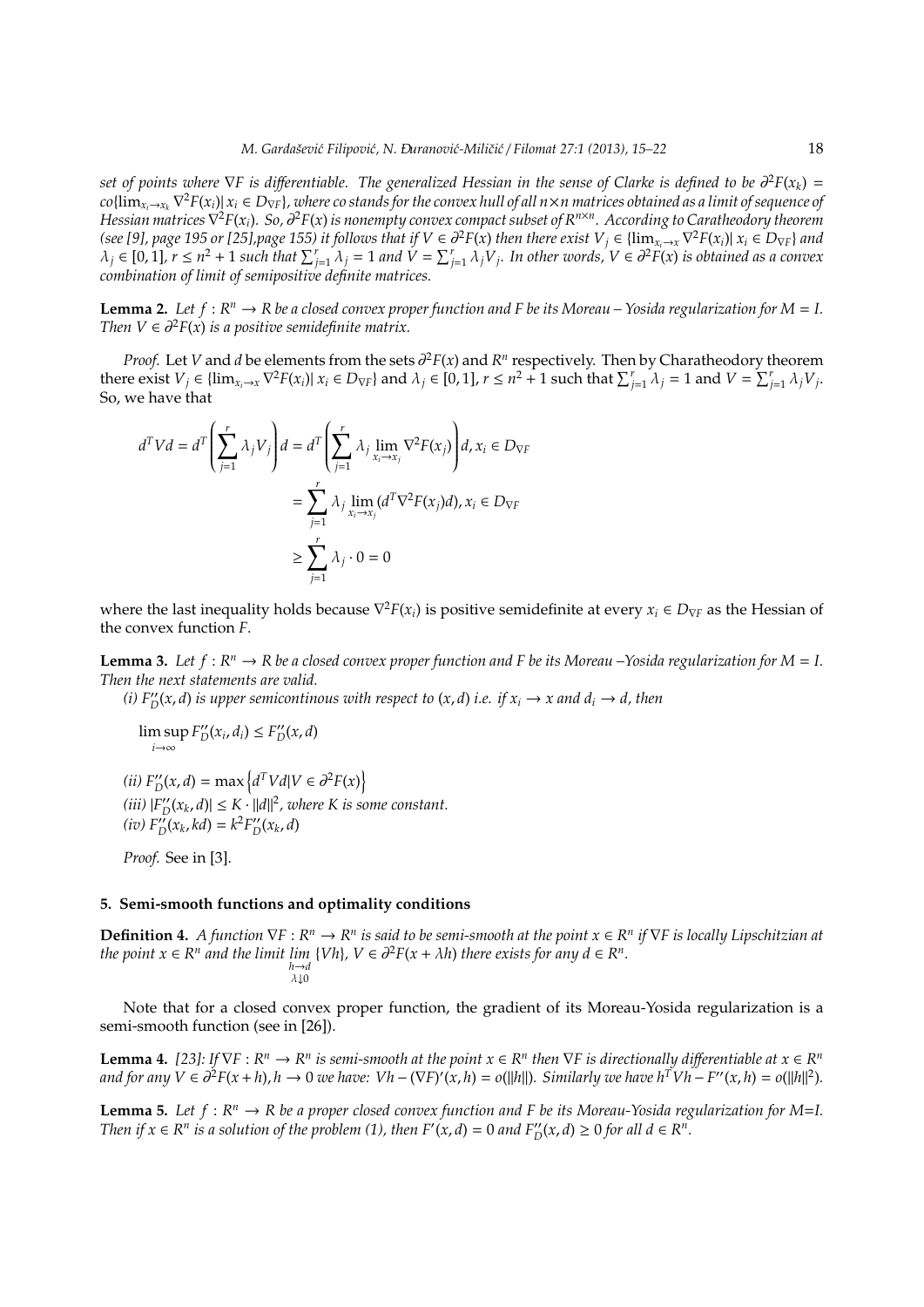set of points where $\nabla F$ is differentiable. The generalized Hessian in the sense of Clarke is defined to be $\partial^2 F(x_k) = co\{\lim_{x_i \to x_k} \nabla^2 F(x_i) | x_i \in D_{\nabla F}\}$, where co stands for the convex hull of all $n \times n$ matrices obtained as a limit of sequence of Hessian matrices $\nabla^2 F(x_i)$. So, $\partial^2 F(x)$ is nonempty convex compact subset of $R^{n \times n}$. According to Caratheodory theorem (see [9], page 195 or [25],page 155) it follows that if $V \in \partial^2 F(x)$ then there exist $V_j \in \{\lim_{x_i \to x} \nabla^2 F(x_i) | x_i \in D_{\nabla F}\}$ and $\lambda_j \in [0, 1]$, $r \leq n^2 + 1$ such that $\sum_{j=1}^r \lambda_j = 1$ and $V = \sum_{j=1}^r \lambda_j V_j$. In other words, $V \in \partial^2 F(x)$ is obtained as a convex combination of limit of semipositive definite matrices.

**Lemma 2.** *Let $f : R^n \to R$ be a closed convex proper function and F be its Moreau – Yosida regularization for $M = I$. Then $V \in \partial^2 F(x)$ is a positive semidefinite matrix.*

*Proof.* Let $V$ and $d$ be elements from the sets $\partial^2 F(x)$ and $R^n$ respectively. Then by Charatheodory theorem there exist $V_j \in \{\lim_{x_i \to x} \nabla^2 F(x_i) | x_i \in D_{\nabla F}\}$ and $\lambda_j \in [0, 1]$, $r \leq n^2 + 1$ such that $\sum_{j=1}^r \lambda_j = 1$ and $V = \sum_{j=1}^r \lambda_j V_j$. So, we have that

$$
\begin{aligned}
d^T V d = d^T \left( \sum_{j=1}^r \lambda_j V_j \right) d &= d^T \left( \sum_{j=1}^r \lambda_j \lim_{x_i \to x_j} \nabla^2 F(x_j) \right) d, x_i \in D_{\nabla F} \\
&= \sum_{j=1}^r \lambda_j \lim_{x_i \to x_j} (d^T \nabla^2 F(x_j) d), x_i \in D_{\nabla F} \\
&\geq \sum_{j=1}^r \lambda_j \cdot 0 = 0
\end{aligned}
$$

where the last inequality holds because $\nabla^2 F(x_i)$ is positive semidefinite at every $x_i \in D_{\nabla F}$ as the Hessian of the convex function $F$.

**Lemma 3.** *Let $f : R^n \to R$ be a closed convex proper function and F be its Moreau –Yosida regularization for $M = I$. Then the next statements are valid.*

*(i) $F''_D(x, d)$ is upper semicontinous with respect to $(x, d)$ i.e. if $x_i \to x$ and $d_i \to d$, then*

$$\limsup_{i \to \infty} F''_D(x_i, d_i) \leq F''_D(x, d)$$

*(ii) $F''_D(x, d) = \max\left\{ d^T V d | V \in \partial^2 F(x) \right\}$*
*(iii) $|F''_D(x_k, d)| \leq K \cdot \|d\|^2$, where K is some constant.*
*(iv) $F''_D(x_k, kd) = k^2 F''_D(x_k, d)$*

*Proof.* See in [3].

## 5. Semi-smooth functions and optimality conditions

**Definition 4.** *A function $\nabla F : R^n \to R^n$ is said to be semi-smooth at the point $x \in R^n$ if $\nabla F$ is locally Lipschitzian at the point $x \in R^n$ and the limit $\lim_{\substack{h \to d \\ \lambda \downarrow 0}} \{Vh\}$, $V \in \partial^2 F(x + \lambda h)$ there exists for any $d \in R^n$.*

Note that for a closed convex proper function, the gradient of its Moreau-Yosida regularization is a semi-smooth function (see in [26]).

**Lemma 4.** *[23]: If $\nabla F : R^n \to R^n$ is semi-smooth at the point $x \in R^n$ then $\nabla F$ is directionally differentiable at $x \in R^n$ and for any $V \in \partial^2 F(x + h), h \to 0$ we have: $Vh - (\nabla F)'(x, h) = o(\|h\|)$. Similarly we have $h^T V h - F''(x, h) = o(\|h\|^2)$.*

**Lemma 5.** *Let $f : R^n \to R$ be a proper closed convex function and F be its Moreau-Yosida regularization for M=I. Then if $x \in R^n$ is a solution of the problem (1), then $F'(x, d) = 0$ and $F''_D(x, d) \geq 0$ for all $d \in R^n$.*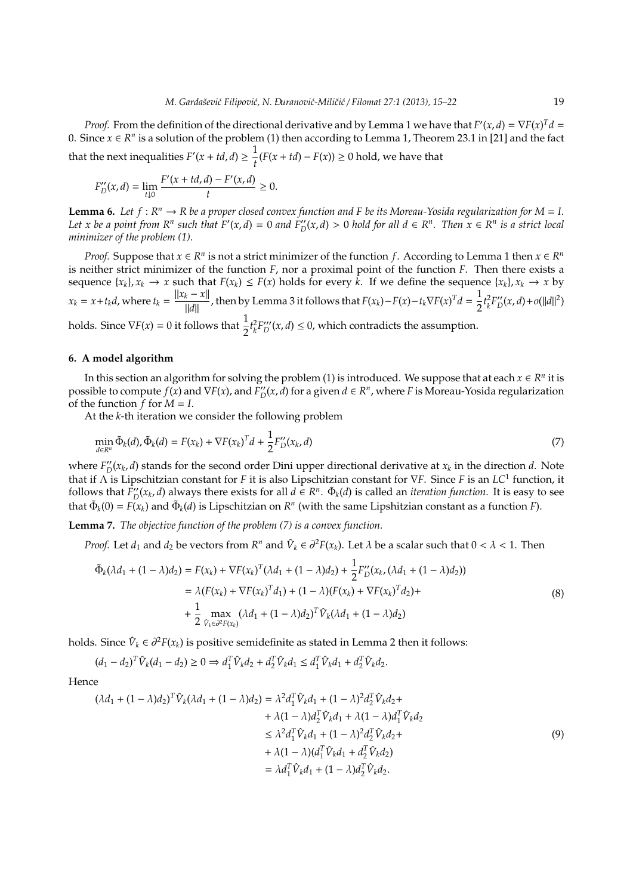*Proof.* From the definition of the directional derivative and by Lemma 1 we have that $F'(x,d) = \nabla F(x)^T d = 0$. Since $x \in R^n$ is a solution of the problem (1) then according to Lemma 1, Theorem 23.1 in [21] and the fact that the next inequalities $F'(x+td,d) \geq \frac{1}{t}(F(x+td) - F(x)) \geq 0$ hold, we have that

$$F''_D(x,d) = \lim_{t \downarrow 0} \frac{F'(x+td,d) - F'(x,d)}{t} \geq 0.$$

**Lemma 6.** *Let $f : R^n \to R$ be a proper closed convex function and $F$ be its Moreau-Yosida regularization for $M = I$. Let $x$ be a point from $R^n$ such that $F'(x,d) = 0$ and $F''_D(x,d) > 0$ hold for all $d \in R^n$. Then $x \in R^n$ is a strict local minimizer of the problem (1).*

*Proof.* Suppose that $x \in R^n$ is not a strict minimizer of the function $f$. According to Lemma 1 then $x \in R^n$ is neither strict minimizer of the function $F$, nor a proximal point of the function $F$. Then there exists a sequence $\{x_k\}, x_k \to x$ such that $F(x_k) \leq F(x)$ holds for every $k$. If we define the sequence $\{x_k\}, x_k \to x$ by $x_k = x + t_k d$, where $t_k = \frac{\|x_k - x\|}{\|d\|}$, then by Lemma 3 it follows that $F(x_k) - F(x) - t_k \nabla F(x)^T d = \frac{1}{2} t_k^2 F''_D(x,d) + o(\|d\|^2)$ holds. Since $\nabla F(x) = 0$ it follows that $\frac{1}{2} t_k^2 F'''_D(x,d) \leq 0$, which contradicts the assumption.

## 6. A model algorithm

In this section an algorithm for solving the problem (1) is introduced. We suppose that at each $x \in R^n$ it is possible to compute $f(x)$ and $\nabla F(x)$, and $F''_D(x,d)$ for a given $d \in R^n$, where $F$ is Moreau-Yosida regularization of the function $f$ for $M = I$.

At the $k$-th iteration we consider the following problem

$$\min_{d \in R^n} \tilde{\Phi}_k(d), \tilde{\Phi}_k(d) = F(x_k) + \nabla F(x_k)^T d + \frac{1}{2} F''_D(x_k,d) \tag{7}$$

where $F''_D(x_k,d)$ stands for the second order Dini upper directional derivative at $x_k$ in the direction $d$. Note that if $\Lambda$ is Lipschitzian constant for $F$ it is also Lipschitzian constant for $\nabla F$. Since $F$ is an $LC^1$ function, it follows that $F''_D(x_k,d)$ always there exists for all $d \in R^n$. $\tilde{\Phi}_k(d)$ is called an *iteration function*. It is easy to see that $\tilde{\Phi}_k(0) = F(x_k)$ and $\tilde{\Phi}_k(d)$ is Lipschitzian on $R^n$ (with the same Lipshitzian constant as a function $F$).

**Lemma 7.** *The objective function of the problem (7) is a convex function.*

*Proof.* Let $d_1$ and $d_2$ be vectors from $R^n$ and $\hat{V}_k \in \partial^2 F(x_k)$. Let $\lambda$ be a scalar such that $0 < \lambda < 1$. Then

$$\begin{aligned}
\tilde{\Phi}_k(\lambda d_1 + (1-\lambda)d_2) &= F(x_k) + \nabla F(x_k)^T(\lambda d_1 + (1-\lambda)d_2) + \frac{1}{2} F''_D(x_k, (\lambda d_1 + (1-\lambda)d_2)) \\
&= \lambda(F(x_k) + \nabla F(x_k)^T d_1) + (1-\lambda)(F(x_k) + \nabla F(x_k)^T d_2) + \\
&+ \frac{1}{2} \max_{\hat{V}_k \in \partial^2 F(x_k)} (\lambda d_1 + (1-\lambda)d_2)^T \hat{V}_k (\lambda d_1 + (1-\lambda)d_2)
\end{aligned} \tag{8}$$

holds. Since $\hat{V}_k \in \partial^2 F(x_k)$ is positive semidefinite as stated in Lemma 2 then it follows:

$$(d_1 - d_2)^T \hat{V}_k (d_1 - d_2) \geq 0 \Rightarrow d_1^T \hat{V}_k d_2 + d_2^T \hat{V}_k d_1 \leq d_1^T \hat{V}_k d_1 + d_2^T \hat{V}_k d_2.$$

Hence

$$\begin{aligned}
(\lambda d_1 + (1-\lambda)d_2)^T \hat{V}_k (\lambda d_1 + (1-\lambda)d_2) &= \lambda^2 d_1^T \hat{V}_k d_1 + (1-\lambda)^2 d_2^T \hat{V}_k d_2 + \\
&+ \lambda(1-\lambda) d_2^T \hat{V}_k d_1 + \lambda(1-\lambda) d_1^T \hat{V}_k d_2 \\
&\leq \lambda^2 d_1^T \hat{V}_k d_1 + (1-\lambda)^2 d_2^T \hat{V}_k d_2 + \\
&+ \lambda(1-\lambda)(d_1^T \hat{V}_k d_1 + d_2^T \hat{V}_k d_2) \\
&= \lambda d_1^T \hat{V}_k d_1 + (1-\lambda) d_2^T \hat{V}_k d_2.
\end{aligned} \tag{9}$$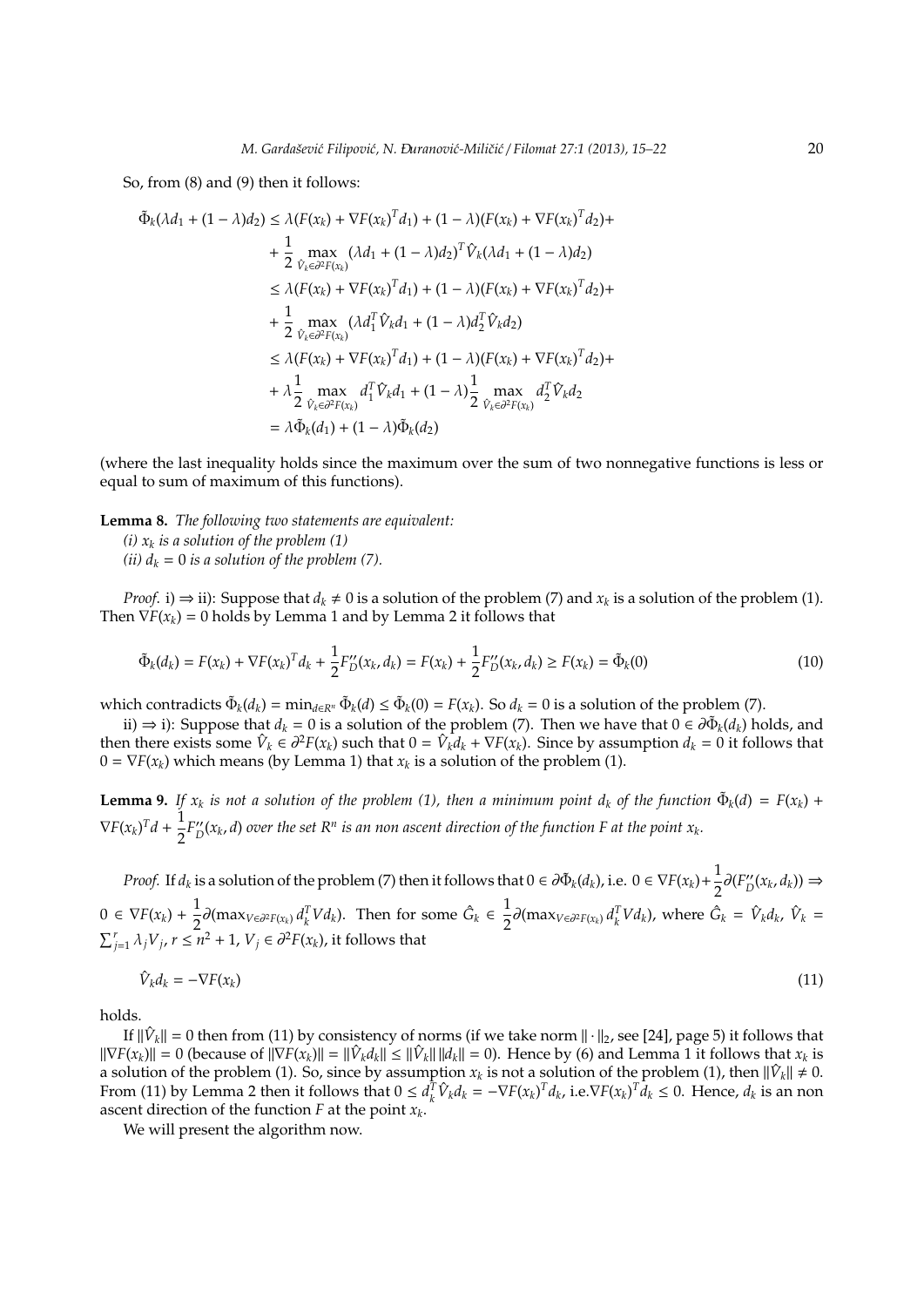So, from (8) and (9) then it follows:

$$
\begin{aligned}
\tilde{\Phi}_k(\lambda d_1 + (1-\lambda)d_2) &\leq \lambda(F(x_k) + \nabla F(x_k)^T d_1) + (1-\lambda)(F(x_k) + \nabla F(x_k)^T d_2) + \\
&+ \frac{1}{2} \max_{\hat{V}_k \in \partial^2 F(x_k)} (\lambda d_1 + (1-\lambda)d_2)^T \hat{V}_k (\lambda d_1 + (1-\lambda)d_2) \\
&\leq \lambda(F(x_k) + \nabla F(x_k)^T d_1) + (1-\lambda)(F(x_k) + \nabla F(x_k)^T d_2) + \\
&+ \frac{1}{2} \max_{\hat{V}_k \in \partial^2 F(x_k)} (\lambda d_1^T \hat{V}_k d_1 + (1-\lambda) d_2^T \hat{V}_k d_2) \\
&\leq \lambda(F(x_k) + \nabla F(x_k)^T d_1) + (1-\lambda)(F(x_k) + \nabla F(x_k)^T d_2) + \\
&+ \lambda \frac{1}{2} \max_{\hat{V}_k \in \partial^2 F(x_k)} d_1^T \hat{V}_k d_1 + (1-\lambda)\frac{1}{2} \max_{\hat{V}_k \in \partial^2 F(x_k)} d_2^T \hat{V}_k d_2 \\
&= \lambda \tilde{\Phi}_k(d_1) + (1-\lambda)\tilde{\Phi}_k(d_2)
\end{aligned}
$$

(where the last inequality holds since the maximum over the sum of two nonnegative functions is less or equal to sum of maximum of this functions).

**Lemma 8.** *The following two statements are equivalent:*

*(i) $x_k$ is a solution of the problem (1)*

*(ii) $d_k = 0$ is a solution of the problem (7).*

*Proof.* i) $\Rightarrow$ ii): Suppose that $d_k \neq 0$ is a solution of the problem (7) and $x_k$ is a solution of the problem (1). Then $\nabla F(x_k) = 0$ holds by Lemma 1 and by Lemma 2 it follows that

$$
\tilde{\Phi}_k(d_k) = F(x_k) + \nabla F(x_k)^T d_k + \frac{1}{2} F''_D(x_k, d_k) = F(x_k) + \frac{1}{2} F''_D(x_k, d_k) \geq F(x_k) = \tilde{\Phi}_k(0) \tag{10}
$$

which contradicts $\tilde{\Phi}_k(d_k) = \min_{d \in R^n} \tilde{\Phi}_k(d) \leq \tilde{\Phi}_k(0) = F(x_k)$. So $d_k = 0$ is a solution of the problem (7).

ii) $\Rightarrow$ i): Suppose that $d_k = 0$ is a solution of the problem (7). Then we have that $0 \in \partial \tilde{\Phi}_k(d_k)$ holds, and then there exists some $\hat{V}_k \in \partial^2 F(x_k)$ such that $0 = \hat{V}_k d_k + \nabla F(x_k)$. Since by assumption $d_k = 0$ it follows that $0 = \nabla F(x_k)$ which means (by Lemma 1) that $x_k$ is a solution of the problem (1).

**Lemma 9.** *If $x_k$ is not a solution of the problem (1), then a minimum point $d_k$ of the function $\tilde{\Phi}_k(d) = F(x_k) + \nabla F(x_k)^T d + \dfrac{1}{2} F''_D(x_k, d)$ over the set $R^n$ is an non ascent direction of the function $F$ at the point $x_k$.*

*Proof.* If $d_k$ is a solution of the problem (7) then it follows that $0 \in \partial \tilde{\Phi}_k(d_k)$, i.e. $0 \in \nabla F(x_k) + \dfrac{1}{2} \partial(F''_D(x_k, d_k)) \Rightarrow 0 \in \nabla F(x_k) + \dfrac{1}{2} \partial(\max_{V \in \partial^2 F(x_k)} d_k^T V d_k)$. Then for some $\hat{G}_k \in \dfrac{1}{2} \partial(\max_{V \in \partial^2 F(x_k)} d_k^T V d_k)$, where $\hat{G}_k = \hat{V}_k d_k$, $\hat{V}_k = \sum_{j=1}^{r} \lambda_j V_j$, $r \leq n^2 + 1$, $V_j \in \partial^2 F(x_k)$, it follows that

$$
\hat{V}_k d_k = -\nabla F(x_k) \tag{11}
$$

holds.

If $\|\hat{V}_k\| = 0$ then from (11) by consistency of norms (if we take norm $\|\cdot\|_2$, see [24], page 5) it follows that $\|\nabla F(x_k)\| = 0$ (because of $\|\nabla F(x_k)\| = \|\hat{V}_k d_k\| \leq \|\hat{V}_k\| \|d_k\| = 0$). Hence by (6) and Lemma 1 it follows that $x_k$ is a solution of the problem (1). So, since by assumption $x_k$ is not a solution of the problem (1), then $\|\hat{V}_k\| \neq 0$. From (11) by Lemma 2 then it follows that $0 \leq d_k^T \hat{V}_k d_k = -\nabla F(x_k)^T d_k$, i.e. $\nabla F(x_k)^T d_k \leq 0$. Hence, $d_k$ is an non ascent direction of the function $F$ at the point $x_k$.

We will present the algorithm now.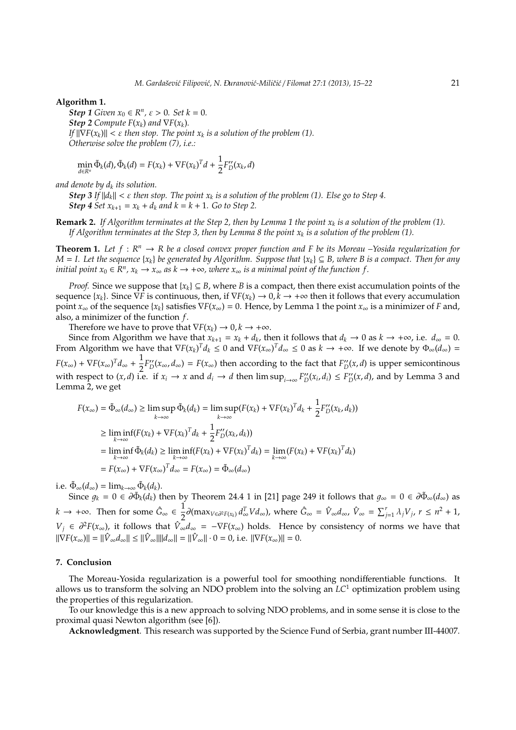**Algorithm 1.**

***Step 1*** *Given $x_0 \in R^n$, $\varepsilon > 0$. Set $k = 0$.*

***Step 2*** *Compute $F(x_k)$ and $\nabla F(x_k)$.*
*If $\|\nabla F(x_k)\| < \varepsilon$ then stop. The point $x_k$ is a solution of the problem (1).*
*Otherwise solve the problem (7), i.e.:*

$$\min_{d \in R^n} \tilde{\Phi}_k(d), \tilde{\Phi}_k(d) = F(x_k) + \nabla F(x_k)^T d + \frac{1}{2} F_D''(x_k, d)$$

*and denote by $d_k$ its solution.*

***Step 3*** *If $\|d_k\| < \varepsilon$ then stop. The point $x_k$ is a solution of the problem (1). Else go to Step 4.*

***Step 4*** *Set $x_{k+1} = x_k + d_k$ and $k = k + 1$. Go to Step 2.*

**Remark 2.** *If Algorithm terminates at the Step 2, then by Lemma 1 the point $x_k$ is a solution of the problem (1).*
*If Algorithm terminates at the Step 3, then by Lemma 8 the point $x_k$ is a solution of the problem (1).*

**Theorem 1.** *Let $f : R^n \to R$ be a closed convex proper function and $F$ be its Moreau –Yosida regularization for $M = I$. Let the sequence $\{x_k\}$ be generated by Algorithm. Suppose that $\{x_k\} \subseteq B$, where $B$ is a compact. Then for any initial point $x_0 \in R^n$, $x_k \to x_\infty$ as $k \to +\infty$, where $x_\infty$ is a minimal point of the function $f$.*

*Proof.* Since we suppose that $\{x_k\} \subseteq B$, where $B$ is a compact, then there exist accumulation points of the sequence $\{x_k\}$. Since $\nabla F$ is continuous, then, if $\nabla F(x_k) \to 0, k \to +\infty$ then it follows that every accumulation point $x_\infty$ of the sequence $\{x_k\}$ satisfies $\nabla F(x_\infty) = 0$. Hence, by Lemma 1 the point $x_\infty$ is a minimizer of $F$ and, also, a minimizer of the function $f$.

Therefore we have to prove that $\nabla F(x_k) \to 0, k \to +\infty$.

Since from Algorithm we have that $x_{k+1} = x_k + d_k$, then it follows that $d_k \to 0$ as $k \to +\infty$, i.e. $d_\infty = 0$. From Algorithm we have that $\nabla F(x_k)^T d_k \leq 0$ and $\nabla F(x_\infty)^T d_\infty \leq 0$ as $k \to +\infty$. If we denote by $\Phi_\infty(d_\infty) = F(x_\infty) + \nabla F(x_\infty)^T d_\infty + \dfrac{1}{2} F_D''(x_\infty, d_\infty) = F(x_\infty)$ then according to the fact that $F_D''(x, d)$ is upper semicontinous with respect to $(x, d)$ i.e. if $x_i \to x$ and $d_i \to d$ then $\limsup_{i\to\infty} F_D''(x_i, d_i) \leq F_D''(x, d)$, and by Lemma 3 and Lemma 2, we get

$$\begin{aligned}
F(x_\infty) = \tilde{\Phi}_\infty(d_\infty) &\geq \limsup_{k\to\infty} \tilde{\Phi}_k(d_k) = \limsup_{k\to\infty} (F(x_k) + \nabla F(x_k)^T d_k + \frac{1}{2} F_D''(x_k, d_k)) \\
&\geq \liminf_{k\to\infty} (F(x_k) + \nabla F(x_k)^T d_k + \frac{1}{2} F_D''(x_k, d_k)) \\
&= \liminf_{k\to\infty} \tilde{\Phi}_k(d_k) \geq \liminf_{k\to\infty} (F(x_k) + \nabla F(x_k)^T d_k) = \lim_{k\to\infty} (F(x_k) + \nabla F(x_k)^T d_k) \\
&= F(x_\infty) + \nabla F(x_\infty)^T d_\infty = F(x_\infty) = \tilde{\Phi}_\infty(d_\infty)
\end{aligned}$$

i.e. $\tilde{\Phi}_\infty(d_\infty) = \lim_{k\to\infty} \tilde{\Phi}_k(d_k)$.

Since $g_k = 0 \in \partial \tilde{\Phi}_k(d_k)$ then by Theorem 24.4 1 in [21] page 249 it follows that $g_\infty = 0 \in \partial \tilde{\Phi}_\infty(d_\infty)$ as $k \to +\infty$. Then for some $\hat{G}_\infty \in \dfrac{1}{2} \partial (\max_{V \in \partial^2 F(x_k)} d_\infty^T V d_\infty)$, where $\hat{G}_\infty = \hat{V}_\infty d_\infty$, $\hat{V}_\infty = \sum_{j=1}^{r} \lambda_j V_j$, $r \leq n^2 + 1$, $V_j \in \partial^2 F(x_\infty)$, it follows that $\hat{V}_\infty d_\infty = -\nabla F(x_\infty)$ holds. Hence by consistency of norms we have that $\|\nabla F(x_\infty)\| = \|\hat{V}_\infty d_\infty\| \leq \|\hat{V}_\infty\| \|d_\infty\| = \|\hat{V}_\infty\| \cdot 0 = 0$, i.e. $\|\nabla F(x_\infty)\| = 0$.

## 7. Conclusion

The Moreau-Yosida regularization is a powerful tool for smoothing nondifferentiable functions. It allows us to transform the solving an NDO problem into the solving an $LC^1$ optimization problem using the properties of this regularization.

To our knowledge this is a new approach to solving NDO problems, and in some sense it is close to the proximal quasi Newton algorithm (see [6]).

**Acknowledgment**. This research was supported by the Science Fund of Serbia, grant number III-44007.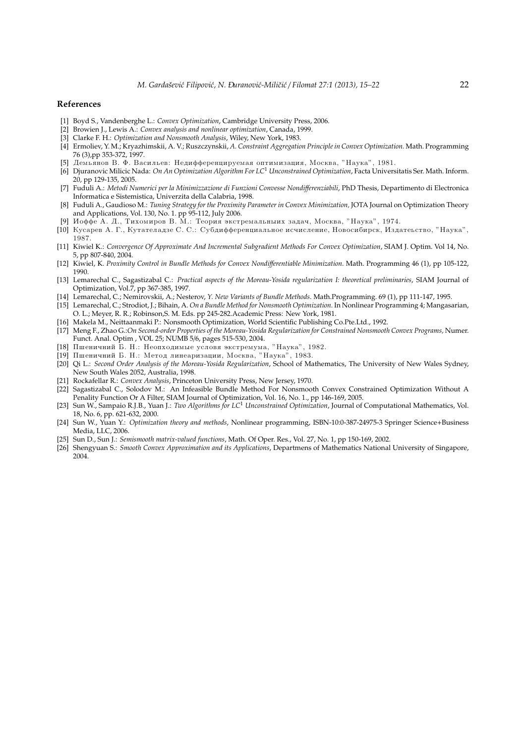## References

[1] Boyd S., Vandenberghe L.: *Convex Optimization*, Cambridge University Press, 2006.

[2] Browien J., Lewis A.: *Convex analysis and nonlinear optimization*, Canada, 1999.

[3] Clarke F. H.: *Optimization and Nonsmooth Analysis*, Wiley, New York, 1983.

[4] Ermoliev, Y. M.; Kryazhimskii, A. V.; Ruszczynskii, *A. Constraint Aggregation Principle in Convex Optimization.* Math. Programming 76 (3),pp 353-372, 1997.

[5] Демьянов В. Ф. Васильев: Недифференцируемая оптимизация, Москва, "Наука", 1981.

[6] Djuranovic Milicic Nada: *On An Optimization Algorithm For $LC^1$ Unconstrained Optimization*, Facta Universitatis Ser. Math. Inform. 20, pp 129-135, 2005.

[7] Fuduli A.: *Metodi Numerici per la Minimizzazione di Funzioni Convesse Nondifferenziabili*, PhD Thesis, Departimento di Electronica Informatica e Sistemistica, Univerzita della Calabria, 1998.

[8] Fuduli A., Gaudioso M.: *Tuning Strategy for the Proximity Parameter in Convex Minimization,* JOTA Journal on Optimization Theory and Applications, Vol. 130, No. 1. pp 95-112, July 2006.

[9] Иоффе А. Д., Тихомиров В. М.: Теория экстремальных задач, Москва, "Наука", 1974.

[10] Кусарев А. Г., Кутателадзе С. С.: Субдифференциальное исчисление, Новосибирск, Издатеьство, "Наука", 1987.

[11] Kiwiel K.: *Convergence Of Approximate And Incremental Subgradient Methods For Convex Optimization*, SIAM J. Optim. Vol 14, No. 5, pp 807-840, 2004.

[12] Kiwiel, K. *Proximity Control in Bundle Methods for Convex Nondifferentiable Minimization.* Math. Programming 46 (1), pp 105-122, 1990.

[13] Lemarechal C., Sagastizabal C.: *Practical aspects of the Moreau-Yosida regularization I: theoretical preliminaries*, SIAM Journal of Optimization, Vol.7, pp 367-385, 1997.

[14] Lemarechal, C.; Nemirovskii, A.; Nesterov, *Y. New Variants of Bundle Methods.* Math.Programming. 69 (1), pp 111-147, 1995.

[15] Lemarechal, C.; Strodiot, J.; Bihain, A. *On a Bundle Method for Nonsmooth Optimization.* In Nonlinear Programming 4; Mangasarian, O. L.; Meyer, R. R.; Robinson,S. M. Eds. pp 245-282.Academic Press: New York, 1981.

[16] Makela M., Neittaanmaki P.: Nonsmooth Optimization, World Scientific Publishing Co.Pte.Ltd., 1992.

[17] Meng F., Zhao G.:*On Second-order Properties of the Moreau-Yosida Regularization for Constrained Nonsmooth Convex Programs,* Numer. Funct. Anal. Optim , VOL 25; NUMB 5/6, pages 515-530, 2004.

[18] Пшеничний Б. Н.: Неопходимые условя экстремума, "Наука", 1982.

[19] Пшеничний Б. Н.: Метод линеаризации, Москва, "Наука", 1983.

[20] Qi L.: *Second Order Analysis of the Moreau-Yosida Regularization*, School of Mathematics, The University of New Wales Sydney, New South Wales 2052, Australia, 1998.

[21] Rockafellar R.: *Convex Analysis*, Princeton University Press, New Jersey, 1970.

[22] Sagastizabal C., Solodov M.: An Infeasible Bundle Method For Nonsmooth Convex Constrained Optimization Without A Penality Function Or A Filter, SIAM Journal of Optimization, Vol. 16, No. 1., pp 146-169, 2005.

[23] Sun W., Sampaio R.J.B., Yuan J.: *Two Algorithms for $LC^1$ Unconstrained Optimization*, Journal of Computational Mathematics, Vol. 18, No. 6, pp. 621-632, 2000.

[24] Sun W., Yuan Y.: *Optimization theory and methods*, Nonlinear programming, ISBN-10:0-387-24975-3 Springer Science+Business Media, LLC, 2006.

[25] Sun D., Sun J.: *Semismooth matrix-valued functions*, Math. Of Oper. Res., Vol. 27, No. 1, pp 150-169, 2002.

[26] Shengyuan S.: *Smooth Convex Approximation and its Applications*, Departmens of Mathematics National University of Singapore, 2004.